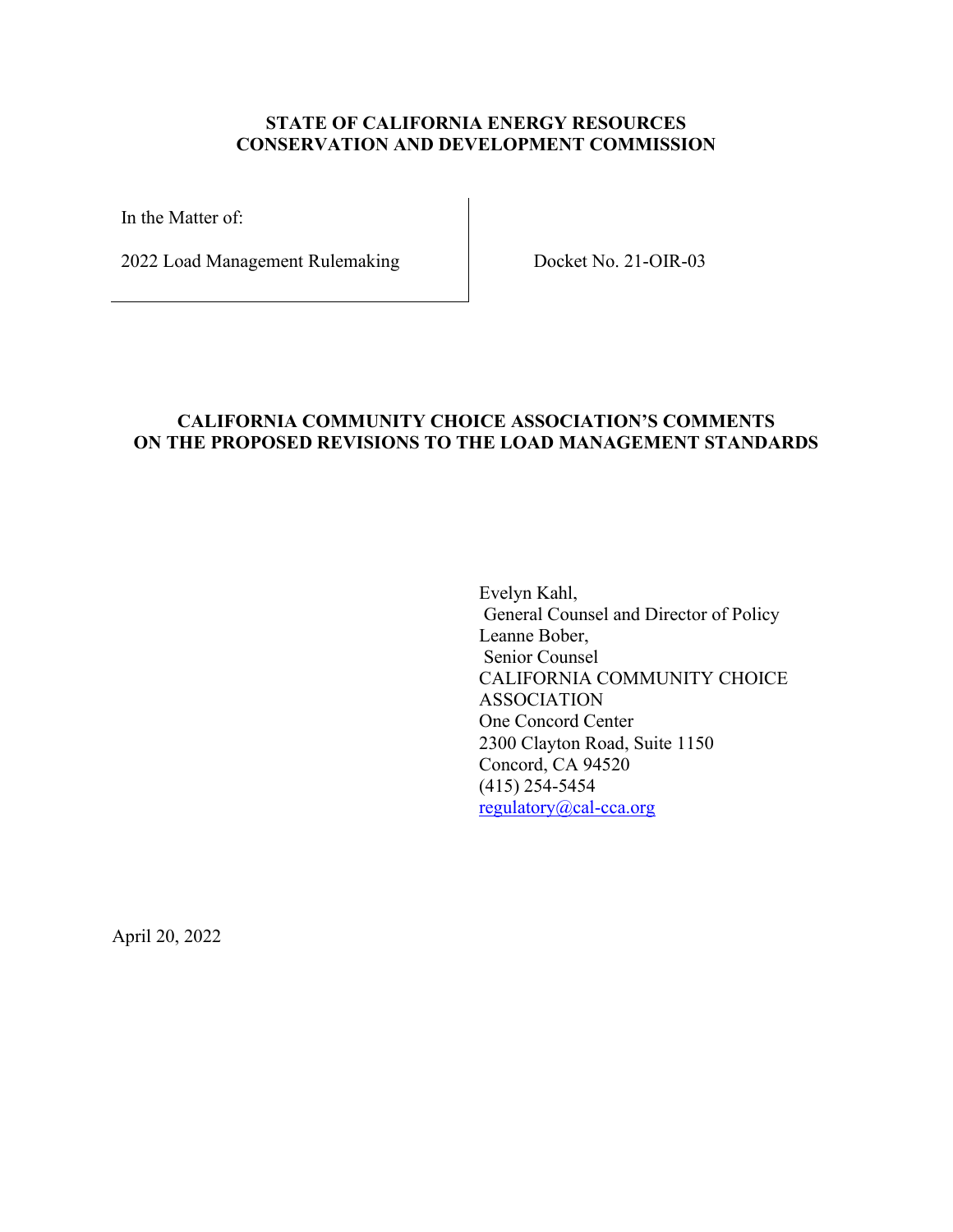**STATE OF CALIFORNIA ENERGY RESOURCES**
**CONSERVATION AND DEVELOPMENT COMMISSION**

| In the Matter of: | |
| --- | --- |
| 2022 Load Management Rulemaking | Docket No. 21-OIR-03 |

# CALIFORNIA COMMUNITY CHOICE ASSOCIATION'S COMMENTS ON THE PROPOSED REVISIONS TO THE LOAD MANAGEMENT STANDARDS

Evelyn Kahl,
General Counsel and Director of Policy
Leanne Bober,
Senior Counsel
CALIFORNIA COMMUNITY CHOICE ASSOCIATION
One Concord Center
2300 Clayton Road, Suite 1150
Concord, CA 94520
(415) 254-5454
regulatory@cal-cca.org

April 20, 2022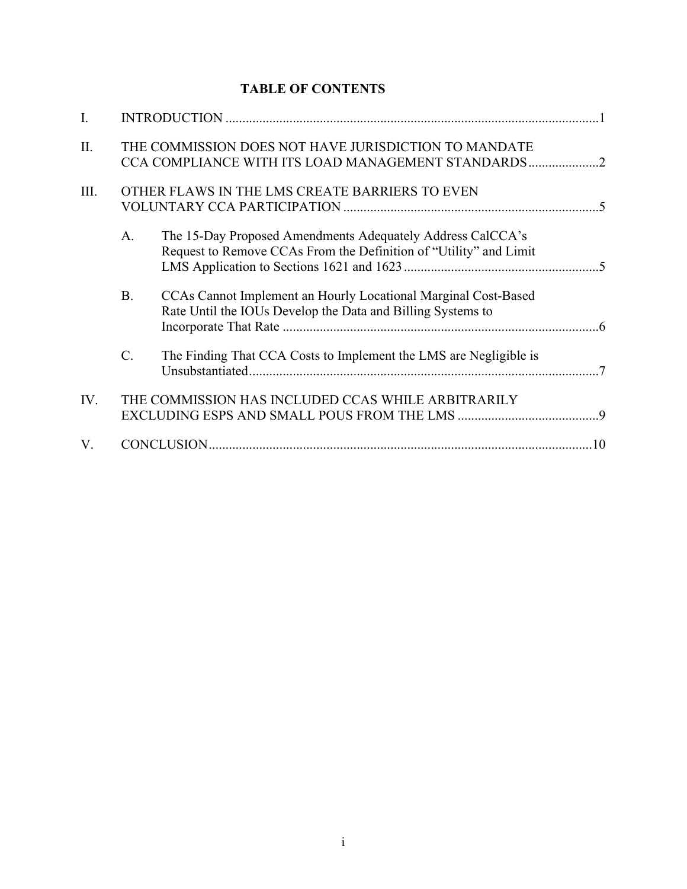# TABLE OF CONTENTS

| | | |
|---|---|---|
| I. | INTRODUCTION | 1 |
| II. | THE COMMISSION DOES NOT HAVE JURISDICTION TO MANDATE CCA COMPLIANCE WITH ITS LOAD MANAGEMENT STANDARDS | 2 |
| III. | OTHER FLAWS IN THE LMS CREATE BARRIERS TO EVEN VOLUNTARY CCA PARTICIPATION | 5 |
| | A. The 15-Day Proposed Amendments Adequately Address CalCCA's Request to Remove CCAs From the Definition of "Utility" and Limit LMS Application to Sections 1621 and 1623 | 5 |
| | B. CCAs Cannot Implement an Hourly Locational Marginal Cost-Based Rate Until the IOUs Develop the Data and Billing Systems to Incorporate That Rate | 6 |
| | C. The Finding That CCA Costs to Implement the LMS are Negligible is Unsubstantiated | 7 |
| IV. | THE COMMISSION HAS INCLUDED CCAS WHILE ARBITRARILY EXCLUDING ESPS AND SMALL POUS FROM THE LMS | 9 |
| V. | CONCLUSION | 10 |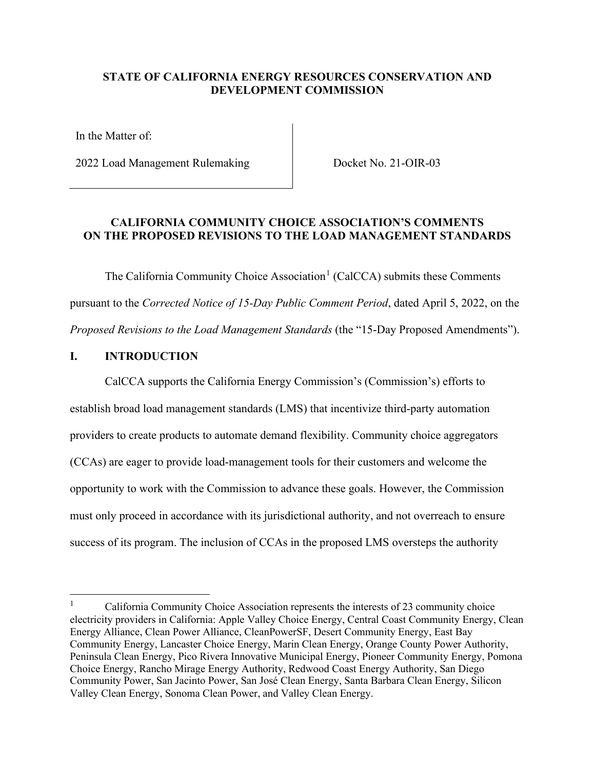**STATE OF CALIFORNIA ENERGY RESOURCES CONSERVATION AND DEVELOPMENT COMMISSION**

| | |
|---|---|
| In the Matter of:<br><br>2022 Load Management Rulemaking | Docket No. 21-OIR-03 |

**CALIFORNIA COMMUNITY CHOICE ASSOCIATION'S COMMENTS ON THE PROPOSED REVISIONS TO THE LOAD MANAGEMENT STANDARDS**

The California Community Choice Association[1] (CalCCA) submits these Comments pursuant to the *Corrected Notice of 15-Day Public Comment Period*, dated April 5, 2022, on the *Proposed Revisions to the Load Management Standards* (the "15-Day Proposed Amendments").

## I. INTRODUCTION

CalCCA supports the California Energy Commission's (Commission's) efforts to establish broad load management standards (LMS) that incentivize third-party automation providers to create products to automate demand flexibility. Community choice aggregators (CCAs) are eager to provide load-management tools for their customers and welcome the opportunity to work with the Commission to advance these goals. However, the Commission must only proceed in accordance with its jurisdictional authority, and not overreach to ensure success of its program. The inclusion of CCAs in the proposed LMS oversteps the authority

[1] California Community Choice Association represents the interests of 23 community choice electricity providers in California: Apple Valley Choice Energy, Central Coast Community Energy, Clean Energy Alliance, Clean Power Alliance, CleanPowerSF, Desert Community Energy, East Bay Community Energy, Lancaster Choice Energy, Marin Clean Energy, Orange County Power Authority, Peninsula Clean Energy, Pico Rivera Innovative Municipal Energy, Pioneer Community Energy, Pomona Choice Energy, Rancho Mirage Energy Authority, Redwood Coast Energy Authority, San Diego Community Power, San Jacinto Power, San José Clean Energy, Santa Barbara Clean Energy, Silicon Valley Clean Energy, Sonoma Clean Power, and Valley Clean Energy.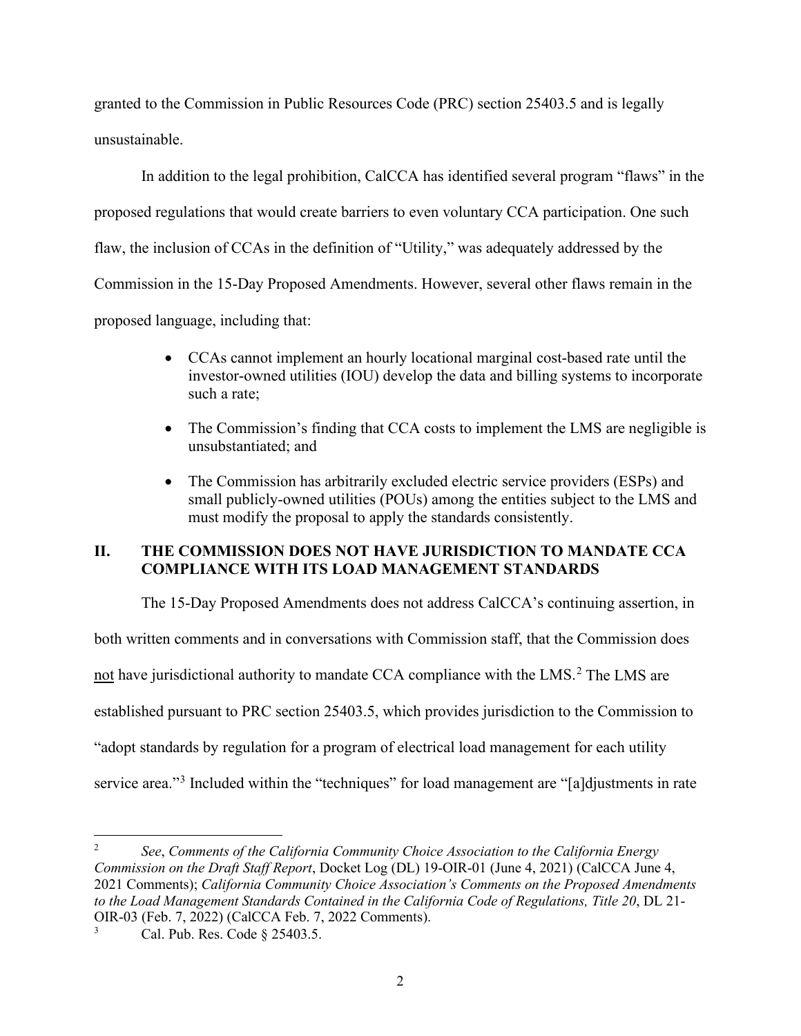granted to the Commission in Public Resources Code (PRC) section 25403.5 and is legally unsustainable.

In addition to the legal prohibition, CalCCA has identified several program "flaws" in the proposed regulations that would create barriers to even voluntary CCA participation. One such flaw, the inclusion of CCAs in the definition of "Utility," was adequately addressed by the Commission in the 15-Day Proposed Amendments. However, several other flaws remain in the proposed language, including that:

- CCAs cannot implement an hourly locational marginal cost-based rate until the investor-owned utilities (IOU) develop the data and billing systems to incorporate such a rate;
- The Commission's finding that CCA costs to implement the LMS are negligible is unsubstantiated; and
- The Commission has arbitrarily excluded electric service providers (ESPs) and small publicly-owned utilities (POUs) among the entities subject to the LMS and must modify the proposal to apply the standards consistently.

## II. THE COMMISSION DOES NOT HAVE JURISDICTION TO MANDATE CCA COMPLIANCE WITH ITS LOAD MANAGEMENT STANDARDS

The 15-Day Proposed Amendments does not address CalCCA's continuing assertion, in both written comments and in conversations with Commission staff, that the Commission does not have jurisdictional authority to mandate CCA compliance with the LMS.[2] The LMS are established pursuant to PRC section 25403.5, which provides jurisdiction to the Commission to "adopt standards by regulation for a program of electrical load management for each utility service area."[3] Included within the "techniques" for load management are "[a]djustments in rate

---

[2] *See*, *Comments of the California Community Choice Association to the California Energy Commission on the Draft Staff Report*, Docket Log (DL) 19-OIR-01 (June 4, 2021) (CalCCA June 4, 2021 Comments); *California Community Choice Association's Comments on the Proposed Amendments to the Load Management Standards Contained in the California Code of Regulations, Title 20*, DL 21-OIR-03 (Feb. 7, 2022) (CalCCA Feb. 7, 2022 Comments).

[3] Cal. Pub. Res. Code § 25403.5.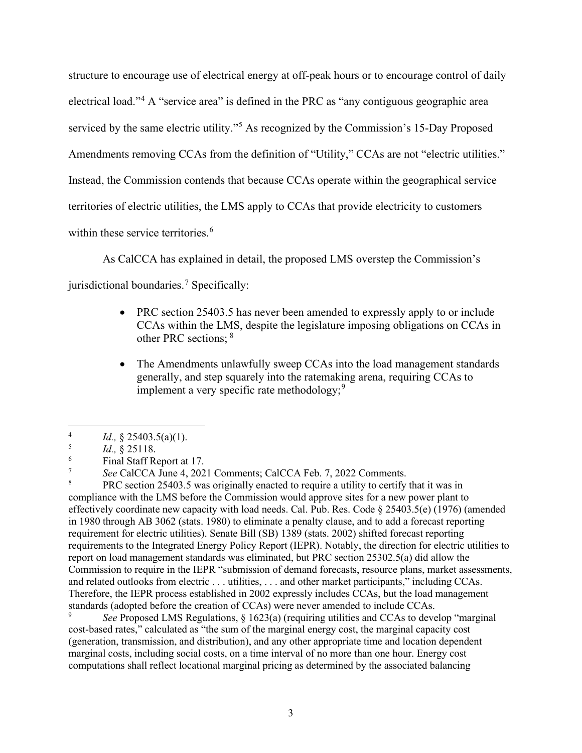structure to encourage use of electrical energy at off-peak hours or to encourage control of daily electrical load."[4] A "service area" is defined in the PRC as "any contiguous geographic area serviced by the same electric utility."[5] As recognized by the Commission's 15-Day Proposed Amendments removing CCAs from the definition of "Utility," CCAs are not "electric utilities." Instead, the Commission contends that because CCAs operate within the geographical service territories of electric utilities, the LMS apply to CCAs that provide electricity to customers within these service territories.[6]

As CalCCA has explained in detail, the proposed LMS overstep the Commission's jurisdictional boundaries.[7] Specifically:

- PRC section 25403.5 has never been amended to expressly apply to or include CCAs within the LMS, despite the legislature imposing obligations on CCAs in other PRC sections; [8]
- The Amendments unlawfully sweep CCAs into the load management standards generally, and step squarely into the ratemaking arena, requiring CCAs to implement a very specific rate methodology;[9]

---

[4] *Id.,* § 25403.5(a)(1).

[5] *Id.,* § 25118.

[6] Final Staff Report at 17.

[7] *See* CalCCA June 4, 2021 Comments; CalCCA Feb. 7, 2022 Comments.

[8] PRC section 25403.5 was originally enacted to require a utility to certify that it was in compliance with the LMS before the Commission would approve sites for a new power plant to effectively coordinate new capacity with load needs. Cal. Pub. Res. Code § 25403.5(e) (1976) (amended in 1980 through AB 3062 (stats. 1980) to eliminate a penalty clause, and to add a forecast reporting requirement for electric utilities). Senate Bill (SB) 1389 (stats. 2002) shifted forecast reporting requirements to the Integrated Energy Policy Report (IEPR). Notably, the direction for electric utilities to report on load management standards was eliminated, but PRC section 25302.5(a) did allow the Commission to require in the IEPR "submission of demand forecasts, resource plans, market assessments, and related outlooks from electric . . . utilities, . . . and other market participants," including CCAs. Therefore, the IEPR process established in 2002 expressly includes CCAs, but the load management standards (adopted before the creation of CCAs) were never amended to include CCAs.

[9] *See* Proposed LMS Regulations, § 1623(a) (requiring utilities and CCAs to develop "marginal cost-based rates," calculated as "the sum of the marginal energy cost, the marginal capacity cost (generation, transmission, and distribution), and any other appropriate time and location dependent marginal costs, including social costs, on a time interval of no more than one hour. Energy cost computations shall reflect locational marginal pricing as determined by the associated balancing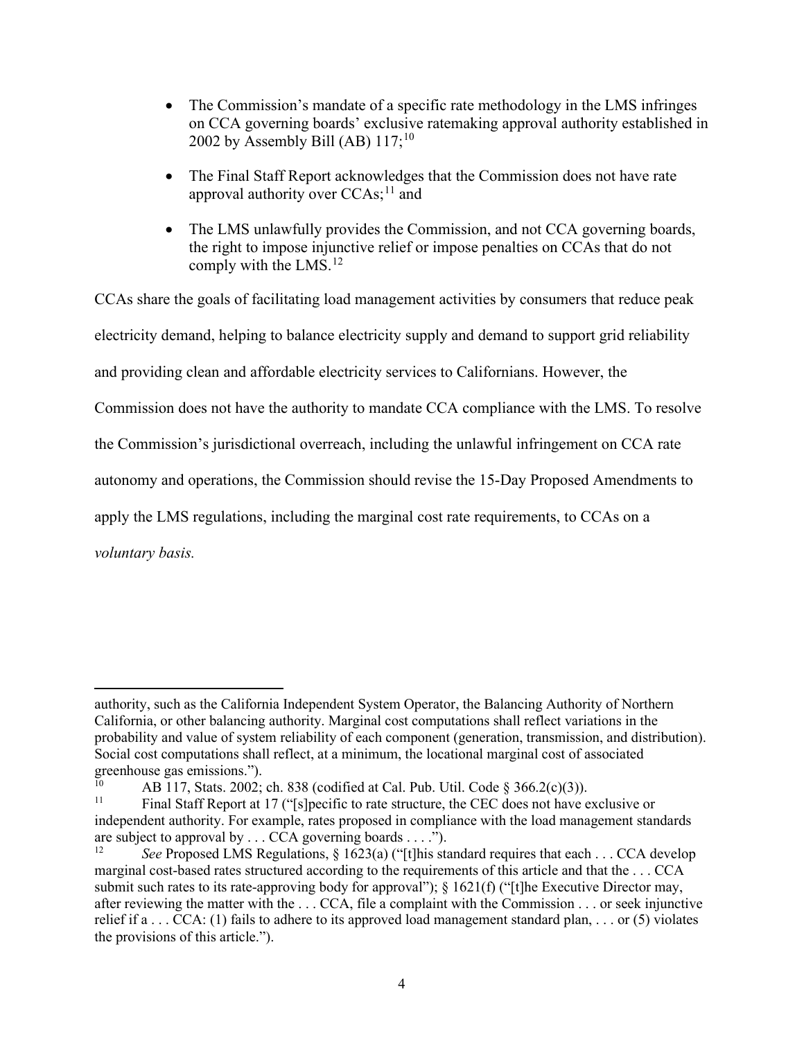- The Commission's mandate of a specific rate methodology in the LMS infringes on CCA governing boards' exclusive ratemaking approval authority established in 2002 by Assembly Bill (AB) 117;[10]
- The Final Staff Report acknowledges that the Commission does not have rate approval authority over CCAs;[11] and
- The LMS unlawfully provides the Commission, and not CCA governing boards, the right to impose injunctive relief or impose penalties on CCAs that do not comply with the LMS.[12]

CCAs share the goals of facilitating load management activities by consumers that reduce peak electricity demand, helping to balance electricity supply and demand to support grid reliability and providing clean and affordable electricity services to Californians. However, the Commission does not have the authority to mandate CCA compliance with the LMS. To resolve the Commission's jurisdictional overreach, including the unlawful infringement on CCA rate autonomy and operations, the Commission should revise the 15-Day Proposed Amendments to apply the LMS regulations, including the marginal cost rate requirements, to CCAs on a *voluntary basis.*

---

authority, such as the California Independent System Operator, the Balancing Authority of Northern California, or other balancing authority. Marginal cost computations shall reflect variations in the probability and value of system reliability of each component (generation, transmission, and distribution). Social cost computations shall reflect, at a minimum, the locational marginal cost of associated greenhouse gas emissions.").

[10] AB 117, Stats. 2002; ch. 838 (codified at Cal. Pub. Util. Code § 366.2(c)(3)).

[11] Final Staff Report at 17 ("[s]pecific to rate structure, the CEC does not have exclusive or independent authority. For example, rates proposed in compliance with the load management standards are subject to approval by . . . CCA governing boards . . . .").

[12] *See* Proposed LMS Regulations, § 1623(a) ("[t]his standard requires that each . . . CCA develop marginal cost-based rates structured according to the requirements of this article and that the . . . CCA submit such rates to its rate-approving body for approval"); § 1621(f) ("[t]he Executive Director may, after reviewing the matter with the . . . CCA, file a complaint with the Commission . . . or seek injunctive relief if a . . . CCA: (1) fails to adhere to its approved load management standard plan, . . . or (5) violates the provisions of this article.").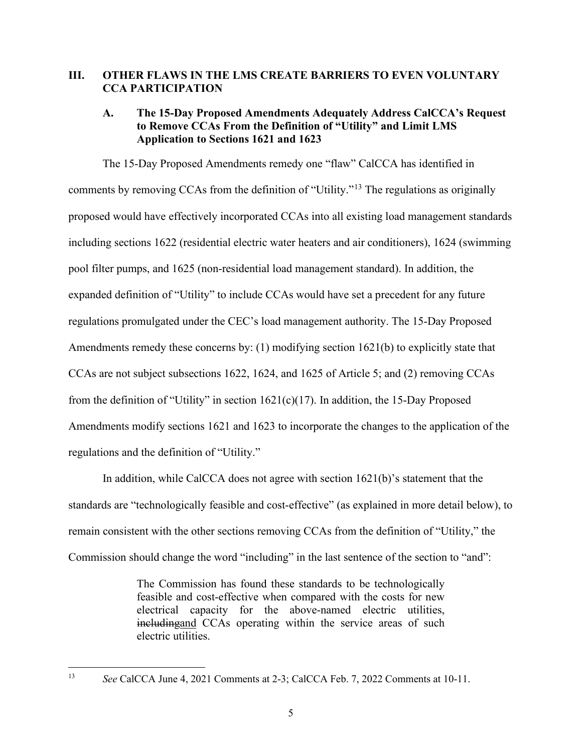## III. OTHER FLAWS IN THE LMS CREATE BARRIERS TO EVEN VOLUNTARY CCA PARTICIPATION

### A. The 15-Day Proposed Amendments Adequately Address CalCCA's Request to Remove CCAs From the Definition of "Utility" and Limit LMS Application to Sections 1621 and 1623

The 15-Day Proposed Amendments remedy one "flaw" CalCCA has identified in comments by removing CCAs from the definition of "Utility."[13] The regulations as originally proposed would have effectively incorporated CCAs into all existing load management standards including sections 1622 (residential electric water heaters and air conditioners), 1624 (swimming pool filter pumps, and 1625 (non-residential load management standard). In addition, the expanded definition of "Utility" to include CCAs would have set a precedent for any future regulations promulgated under the CEC's load management authority. The 15-Day Proposed Amendments remedy these concerns by: (1) modifying section 1621(b) to explicitly state that CCAs are not subject subsections 1622, 1624, and 1625 of Article 5; and (2) removing CCAs from the definition of "Utility" in section 1621(c)(17). In addition, the 15-Day Proposed Amendments modify sections 1621 and 1623 to incorporate the changes to the application of the regulations and the definition of "Utility."

In addition, while CalCCA does not agree with section 1621(b)'s statement that the standards are "technologically feasible and cost-effective" (as explained in more detail below), to remain consistent with the other sections removing CCAs from the definition of "Utility," the Commission should change the word "including" in the last sentence of the section to "and":

> The Commission has found these standards to be technologically feasible and cost-effective when compared with the costs for new electrical capacity for the above-named electric utilities, ~~including~~<u>and</u> CCAs operating within the service areas of such electric utilities.

---

[13] *See* CalCCA June 4, 2021 Comments at 2-3; CalCCA Feb. 7, 2022 Comments at 10-11.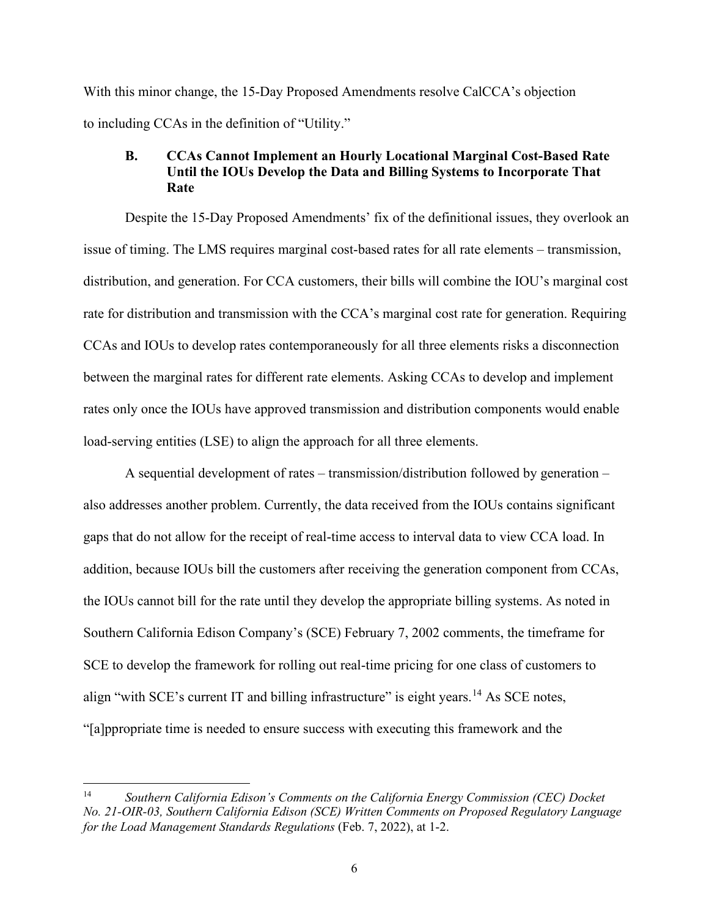With this minor change, the 15-Day Proposed Amendments resolve CalCCA's objection to including CCAs in the definition of "Utility."

### B. CCAs Cannot Implement an Hourly Locational Marginal Cost-Based Rate Until the IOUs Develop the Data and Billing Systems to Incorporate That Rate

Despite the 15-Day Proposed Amendments' fix of the definitional issues, they overlook an issue of timing. The LMS requires marginal cost-based rates for all rate elements – transmission, distribution, and generation. For CCA customers, their bills will combine the IOU's marginal cost rate for distribution and transmission with the CCA's marginal cost rate for generation. Requiring CCAs and IOUs to develop rates contemporaneously for all three elements risks a disconnection between the marginal rates for different rate elements. Asking CCAs to develop and implement rates only once the IOUs have approved transmission and distribution components would enable load-serving entities (LSE) to align the approach for all three elements.

A sequential development of rates – transmission/distribution followed by generation – also addresses another problem. Currently, the data received from the IOUs contains significant gaps that do not allow for the receipt of real-time access to interval data to view CCA load. In addition, because IOUs bill the customers after receiving the generation component from CCAs, the IOUs cannot bill for the rate until they develop the appropriate billing systems. As noted in Southern California Edison Company's (SCE) February 7, 2002 comments, the timeframe for SCE to develop the framework for rolling out real-time pricing for one class of customers to align "with SCE's current IT and billing infrastructure" is eight years.[14] As SCE notes, "[a]ppropriate time is needed to ensure success with executing this framework and the

---

[14] *Southern California Edison's Comments on the California Energy Commission (CEC) Docket No. 21-OIR-03, Southern California Edison (SCE) Written Comments on Proposed Regulatory Language for the Load Management Standards Regulations* (Feb. 7, 2022), at 1-2.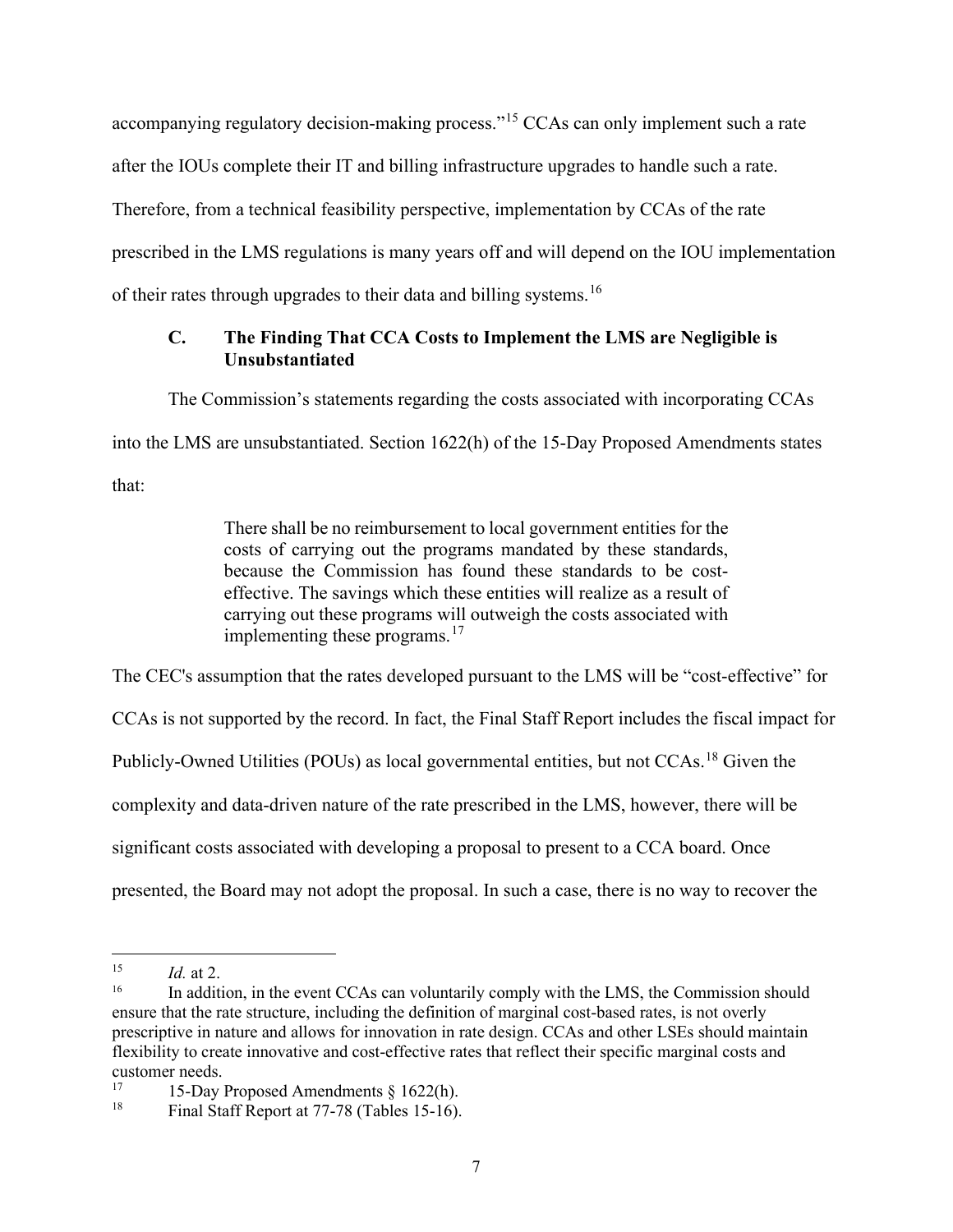accompanying regulatory decision-making process."[15] CCAs can only implement such a rate after the IOUs complete their IT and billing infrastructure upgrades to handle such a rate. Therefore, from a technical feasibility perspective, implementation by CCAs of the rate prescribed in the LMS regulations is many years off and will depend on the IOU implementation of their rates through upgrades to their data and billing systems.[16]

### C. The Finding That CCA Costs to Implement the LMS are Negligible is Unsubstantiated

The Commission's statements regarding the costs associated with incorporating CCAs into the LMS are unsubstantiated. Section 1622(h) of the 15-Day Proposed Amendments states that:

> There shall be no reimbursement to local government entities for the costs of carrying out the programs mandated by these standards, because the Commission has found these standards to be cost-effective. The savings which these entities will realize as a result of carrying out these programs will outweigh the costs associated with implementing these programs.[17]

The CEC's assumption that the rates developed pursuant to the LMS will be "cost-effective" for CCAs is not supported by the record. In fact, the Final Staff Report includes the fiscal impact for Publicly-Owned Utilities (POUs) as local governmental entities, but not CCAs.[18] Given the complexity and data-driven nature of the rate prescribed in the LMS, however, there will be significant costs associated with developing a proposal to present to a CCA board. Once presented, the Board may not adopt the proposal. In such a case, there is no way to recover the

---

[15] *Id.* at 2.

[16] In addition, in the event CCAs can voluntarily comply with the LMS, the Commission should ensure that the rate structure, including the definition of marginal cost-based rates, is not overly prescriptive in nature and allows for innovation in rate design. CCAs and other LSEs should maintain flexibility to create innovative and cost-effective rates that reflect their specific marginal costs and customer needs.

[17] 15-Day Proposed Amendments § 1622(h).

[18] Final Staff Report at 77-78 (Tables 15-16).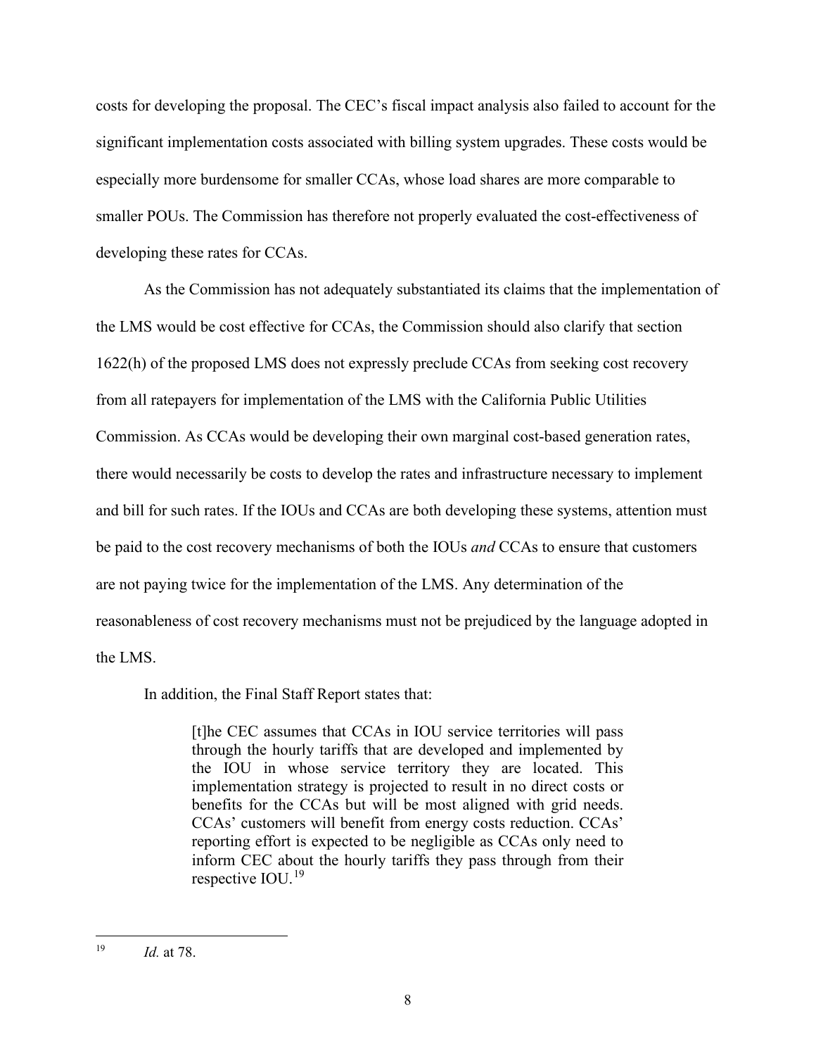costs for developing the proposal. The CEC's fiscal impact analysis also failed to account for the significant implementation costs associated with billing system upgrades. These costs would be especially more burdensome for smaller CCAs, whose load shares are more comparable to smaller POUs. The Commission has therefore not properly evaluated the cost-effectiveness of developing these rates for CCAs.

As the Commission has not adequately substantiated its claims that the implementation of the LMS would be cost effective for CCAs, the Commission should also clarify that section 1622(h) of the proposed LMS does not expressly preclude CCAs from seeking cost recovery from all ratepayers for implementation of the LMS with the California Public Utilities Commission. As CCAs would be developing their own marginal cost-based generation rates, there would necessarily be costs to develop the rates and infrastructure necessary to implement and bill for such rates. If the IOUs and CCAs are both developing these systems, attention must be paid to the cost recovery mechanisms of both the IOUs *and* CCAs to ensure that customers are not paying twice for the implementation of the LMS. Any determination of the reasonableness of cost recovery mechanisms must not be prejudiced by the language adopted in the LMS.

In addition, the Final Staff Report states that:

> [t]he CEC assumes that CCAs in IOU service territories will pass through the hourly tariffs that are developed and implemented by the IOU in whose service territory they are located. This implementation strategy is projected to result in no direct costs or benefits for the CCAs but will be most aligned with grid needs. CCAs' customers will benefit from energy costs reduction. CCAs' reporting effort is expected to be negligible as CCAs only need to inform CEC about the hourly tariffs they pass through from their respective IOU.[19]

---

[19] *Id.* at 78.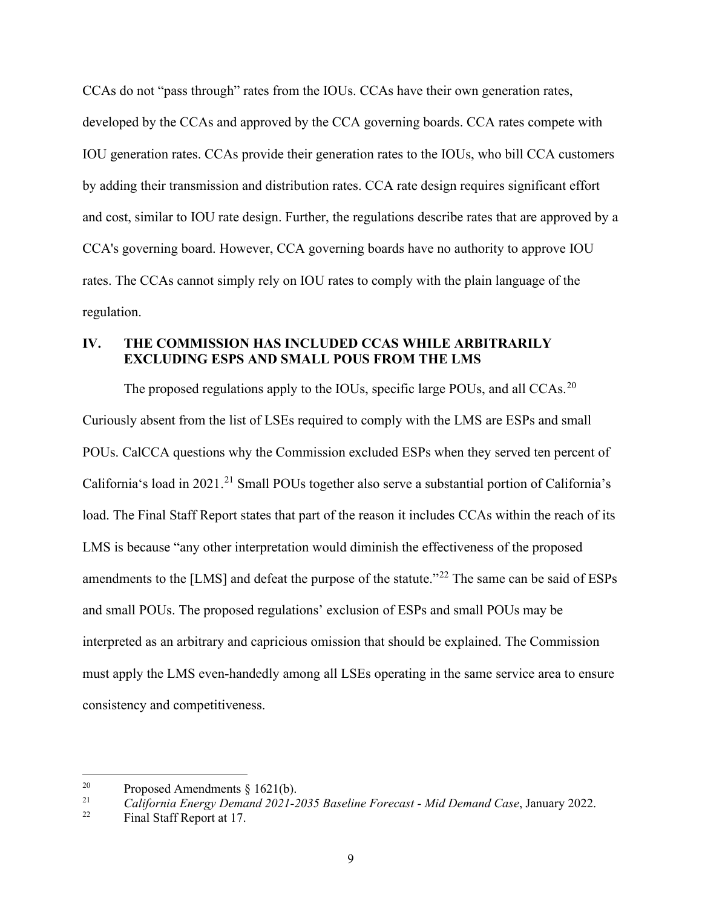CCAs do not "pass through" rates from the IOUs. CCAs have their own generation rates, developed by the CCAs and approved by the CCA governing boards. CCA rates compete with IOU generation rates. CCAs provide their generation rates to the IOUs, who bill CCA customers by adding their transmission and distribution rates. CCA rate design requires significant effort and cost, similar to IOU rate design. Further, the regulations describe rates that are approved by a CCA's governing board. However, CCA governing boards have no authority to approve IOU rates. The CCAs cannot simply rely on IOU rates to comply with the plain language of the regulation.

## IV. THE COMMISSION HAS INCLUDED CCAS WHILE ARBITRARILY EXCLUDING ESPS AND SMALL POUS FROM THE LMS

The proposed regulations apply to the IOUs, specific large POUs, and all CCAs.[20] Curiously absent from the list of LSEs required to comply with the LMS are ESPs and small POUs. CalCCA questions why the Commission excluded ESPs when they served ten percent of California's load in 2021.[21] Small POUs together also serve a substantial portion of California's load. The Final Staff Report states that part of the reason it includes CCAs within the reach of its LMS is because "any other interpretation would diminish the effectiveness of the proposed amendments to the [LMS] and defeat the purpose of the statute."[22] The same can be said of ESPs and small POUs. The proposed regulations' exclusion of ESPs and small POUs may be interpreted as an arbitrary and capricious omission that should be explained. The Commission must apply the LMS even-handedly among all LSEs operating in the same service area to ensure consistency and competitiveness.

---

[20] Proposed Amendments § 1621(b).

[21] *California Energy Demand 2021-2035 Baseline Forecast - Mid Demand Case*, January 2022.

[22] Final Staff Report at 17.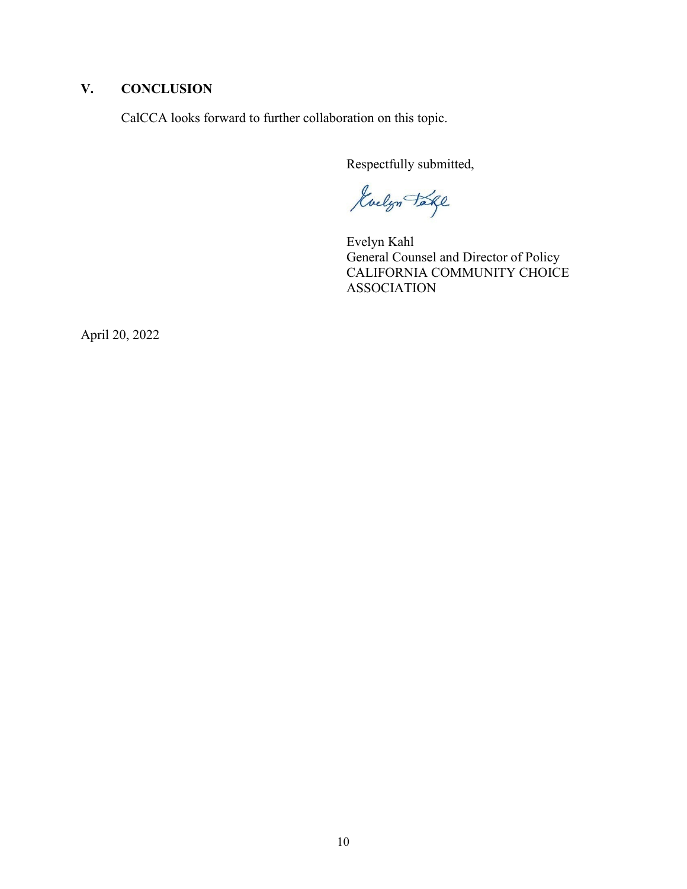## V. CONCLUSION

CalCCA looks forward to further collaboration on this topic.

Respectfully submitted,

Evelyn Kahl
General Counsel and Director of Policy
CALIFORNIA COMMUNITY CHOICE ASSOCIATION

April 20, 2022